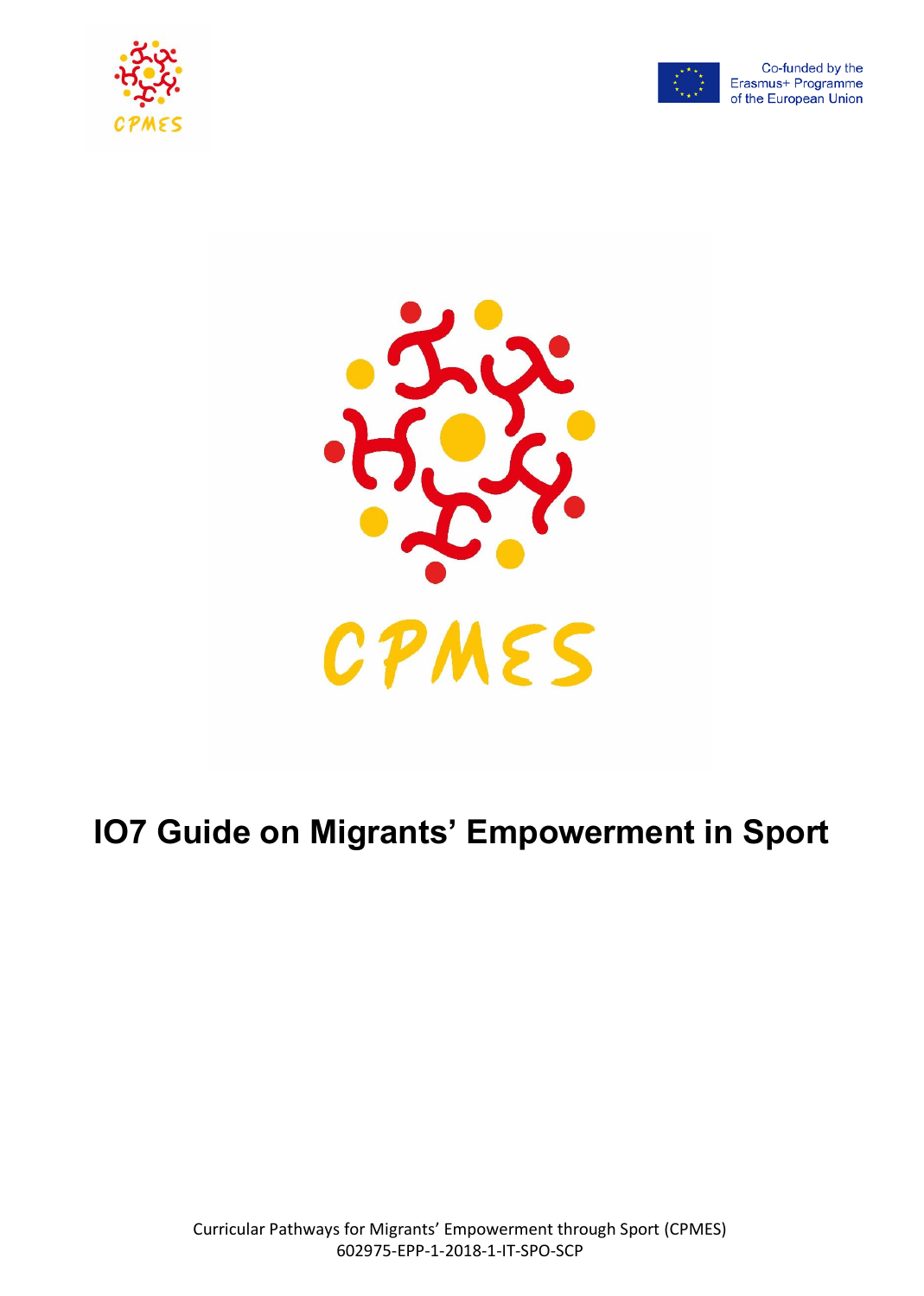CPMES

Co-funded by the Erasmus+ Programme of the European Union

CPMES

# IO7 Guide on Migrants' Empowerment in Sport

Curricular Pathways for Migrants' Empowerment through Sport (CPMES)
602975-EPP-1-2018-1-IT-SPO-SCP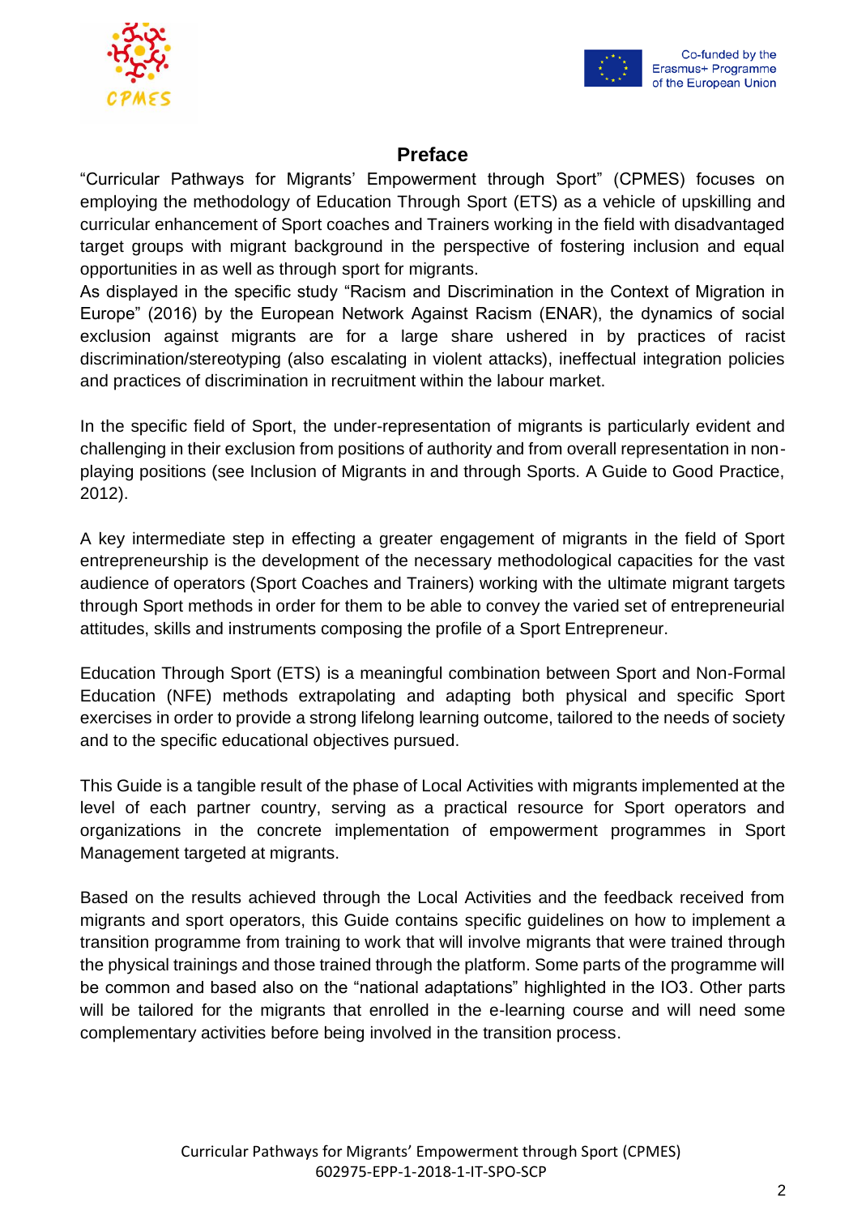# Preface

"Curricular Pathways for Migrants' Empowerment through Sport" (CPMES) focuses on employing the methodology of Education Through Sport (ETS) as a vehicle of upskilling and curricular enhancement of Sport coaches and Trainers working in the field with disadvantaged target groups with migrant background in the perspective of fostering inclusion and equal opportunities in as well as through sport for migrants.
As displayed in the specific study "Racism and Discrimination in the Context of Migration in Europe" (2016) by the European Network Against Racism (ENAR), the dynamics of social exclusion against migrants are for a large share ushered in by practices of racist discrimination/stereotyping (also escalating in violent attacks), ineffectual integration policies and practices of discrimination in recruitment within the labour market.

In the specific field of Sport, the under-representation of migrants is particularly evident and challenging in their exclusion from positions of authority and from overall representation in non-playing positions (see Inclusion of Migrants in and through Sports. A Guide to Good Practice, 2012).

A key intermediate step in effecting a greater engagement of migrants in the field of Sport entrepreneurship is the development of the necessary methodological capacities for the vast audience of operators (Sport Coaches and Trainers) working with the ultimate migrant targets through Sport methods in order for them to be able to convey the varied set of entrepreneurial attitudes, skills and instruments composing the profile of a Sport Entrepreneur.

Education Through Sport (ETS) is a meaningful combination between Sport and Non-Formal Education (NFE) methods extrapolating and adapting both physical and specific Sport exercises in order to provide a strong lifelong learning outcome, tailored to the needs of society and to the specific educational objectives pursued.

This Guide is a tangible result of the phase of Local Activities with migrants implemented at the level of each partner country, serving as a practical resource for Sport operators and organizations in the concrete implementation of empowerment programmes in Sport Management targeted at migrants.

Based on the results achieved through the Local Activities and the feedback received from migrants and sport operators, this Guide contains specific guidelines on how to implement a transition programme from training to work that will involve migrants that were trained through the physical trainings and those trained through the platform. Some parts of the programme will be common and based also on the "national adaptations" highlighted in the IO3. Other parts will be tailored for the migrants that enrolled in the e-learning course and will need some complementary activities before being involved in the transition process.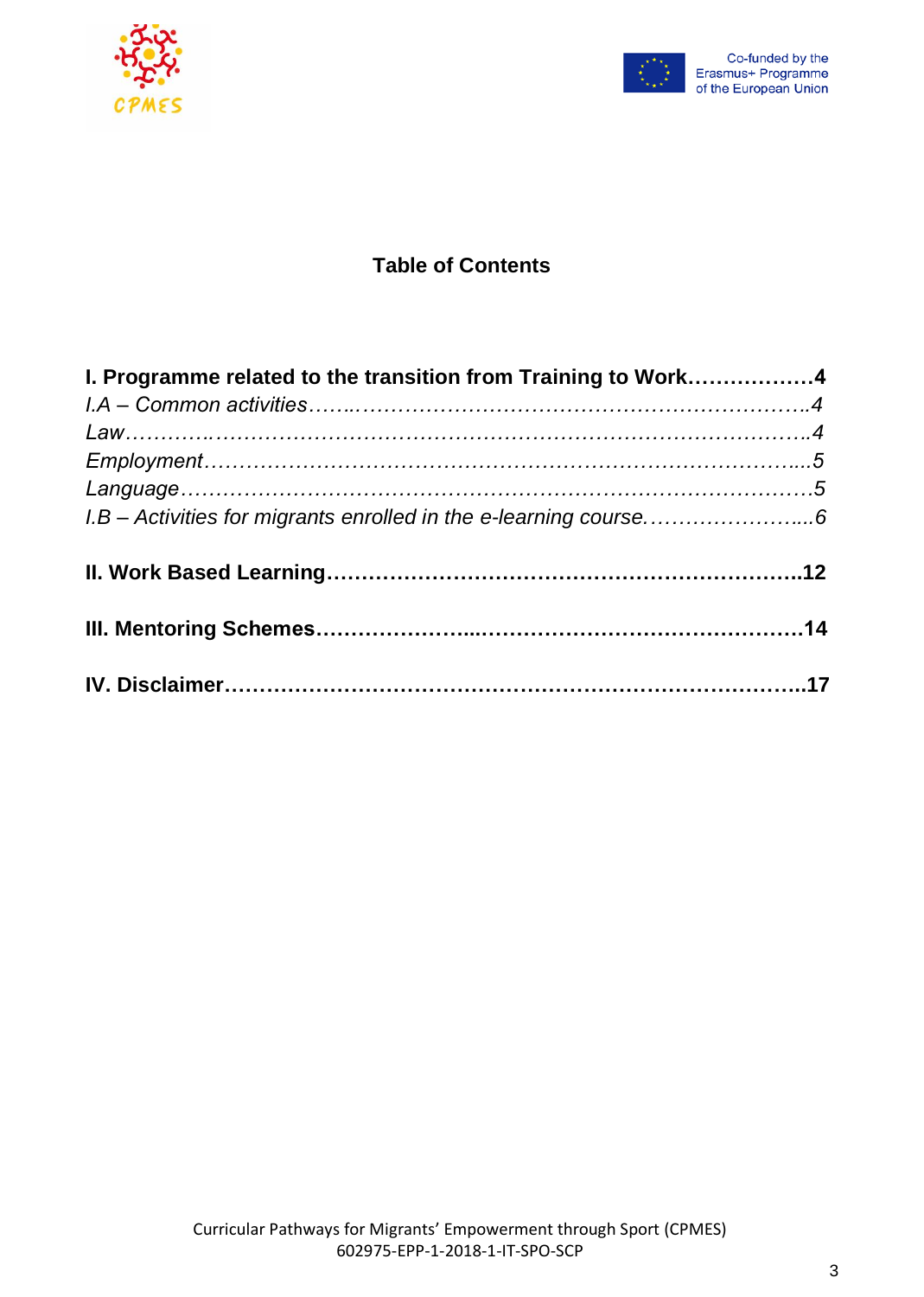## Table of Contents

**I. Programme related to the transition from Training to Work……………..4**

*I.A – Common activities……..………………………………………………………..4*

*Law…………..………………………………………………………………………….4*

*Employment………………………………………………………………………...5*

*Language……………………………………………………………………………5*

*I.B – Activities for migrants enrolled in the e-learning course……………………...6*

**II. Work Based Learning…………………………………………………………..12**

**III. Mentoring Schemes…………………...……………………………………….14**

**IV. Disclaimer……………………………………………………………………..17**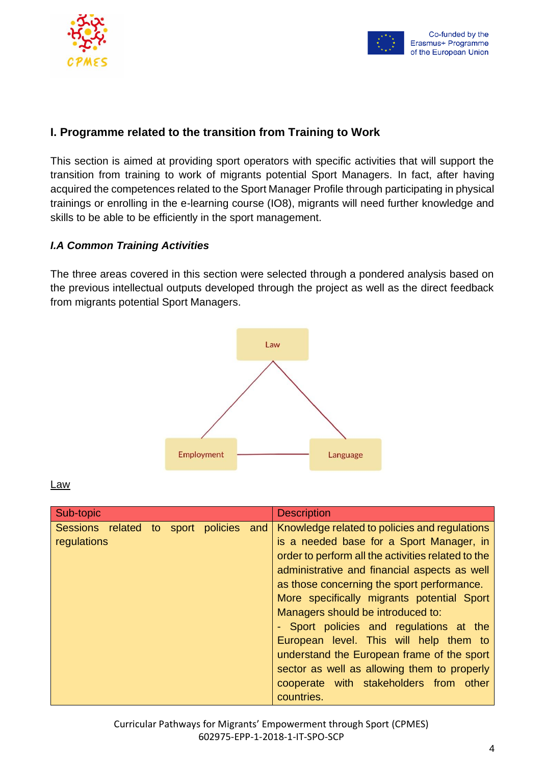## I. Programme related to the transition from Training to Work

This section is aimed at providing sport operators with specific activities that will support the transition from training to work of migrants potential Sport Managers. In fact, after having acquired the competences related to the Sport Manager Profile through participating in physical trainings or enrolling in the e-learning course (IO8), migrants will need further knowledge and skills to be able to be efficiently in the sport management.

### *I.A Common Training Activities*

The three areas covered in this section were selected through a pondered analysis based on the previous intellectual outputs developed through the project as well as the direct feedback from migrants potential Sport Managers.

Law

Employment

Language

Law

| Sub-topic | Description |
|---|---|
| Sessions related to sport policies and regulations | Knowledge related to policies and regulations is a needed base for a Sport Manager, in order to perform all the activities related to the administrative and financial aspects as well as those concerning the sport performance. More specifically migrants potential Sport Managers should be introduced to: - Sport policies and regulations at the European level. This will help them to understand the European frame of the sport sector as well as allowing them to properly cooperate with stakeholders from other countries. |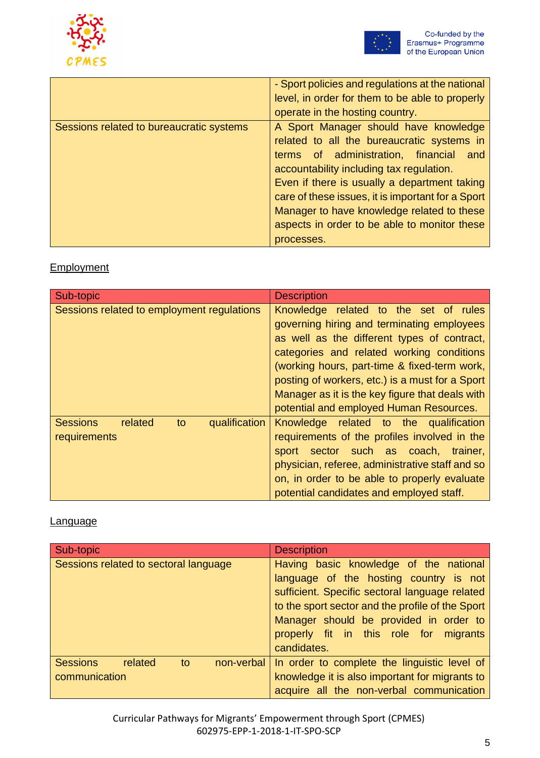| | |
|---|---|
| | - Sport policies and regulations at the national level, in order for them to be able to properly operate in the hosting country. |
| Sessions related to bureaucratic systems | A Sport Manager should have knowledge related to all the bureaucratic systems in terms of administration, financial and accountability including tax regulation.<br>Even if there is usually a department taking care of these issues, it is important for a Sport Manager to have knowledge related to these aspects in order to be able to monitor these processes. |

<u>Employment</u>

| Sub-topic | Description |
|---|---|
| Sessions related to employment regulations | Knowledge related to the set of rules governing hiring and terminating employees as well as the different types of contract, categories and related working conditions (working hours, part-time & fixed-term work, posting of workers, etc.) is a must for a Sport Manager as it is the key figure that deals with potential and employed Human Resources. |
| Sessions related to qualification requirements | Knowledge related to the qualification requirements of the profiles involved in the sport sector such as coach, trainer, physician, referee, administrative staff and so on, in order to be able to properly evaluate potential candidates and employed staff. |

<u>Language</u>

| Sub-topic | Description |
|---|---|
| Sessions related to sectoral language | Having basic knowledge of the national language of the hosting country is not sufficient. Specific sectoral language related to the sport sector and the profile of the Sport Manager should be provided in order to properly fit in this role for migrants candidates. |
| Sessions related to non-verbal communication | In order to complete the linguistic level of knowledge it is also important for migrants to acquire all the non-verbal communication |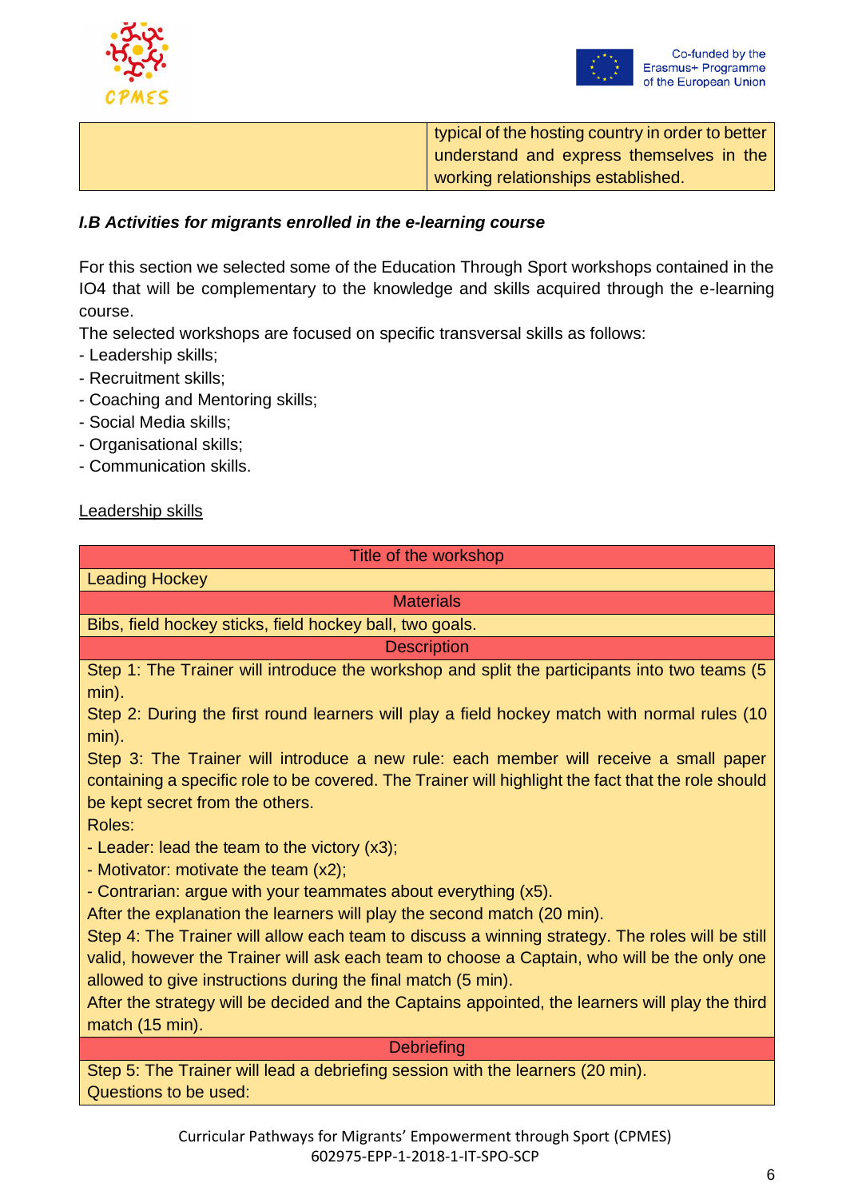| | typical of the hosting country in order to better understand and express themselves in the working relationships established. |
|---|---|

### *I.B Activities for migrants enrolled in the e-learning course*

For this section we selected some of the Education Through Sport workshops contained in the IO4 that will be complementary to the knowledge and skills acquired through the e-learning course.
The selected workshops are focused on specific transversal skills as follows:
- Leadership skills;
- Recruitment skills;
- Coaching and Mentoring skills;
- Social Media skills;
- Organisational skills;
- Communication skills.

<u>Leadership skills</u>

| Title of the workshop |
|---|
| Leading Hockey |
| Materials |
| Bibs, field hockey sticks, field hockey ball, two goals. |
| Description |
| Step 1: The Trainer will introduce the workshop and split the participants into two teams (5 min).<br>Step 2: During the first round learners will play a field hockey match with normal rules (10 min).<br>Step 3: The Trainer will introduce a new rule: each member will receive a small paper containing a specific role to be covered. The Trainer will highlight the fact that the role should be kept secret from the others.<br>Roles:<br>- Leader: lead the team to the victory (x3);<br>- Motivator: motivate the team (x2);<br>- Contrarian: argue with your teammates about everything (x5).<br>After the explanation the learners will play the second match (20 min).<br>Step 4: The Trainer will allow each team to discuss a winning strategy. The roles will be still valid, however the Trainer will ask each team to choose a Captain, who will be the only one allowed to give instructions during the final match (5 min).<br>After the strategy will be decided and the Captains appointed, the learners will play the third match (15 min). |
| Debriefing |
| Step 5: The Trainer will lead a debriefing session with the learners (20 min).<br>Questions to be used: |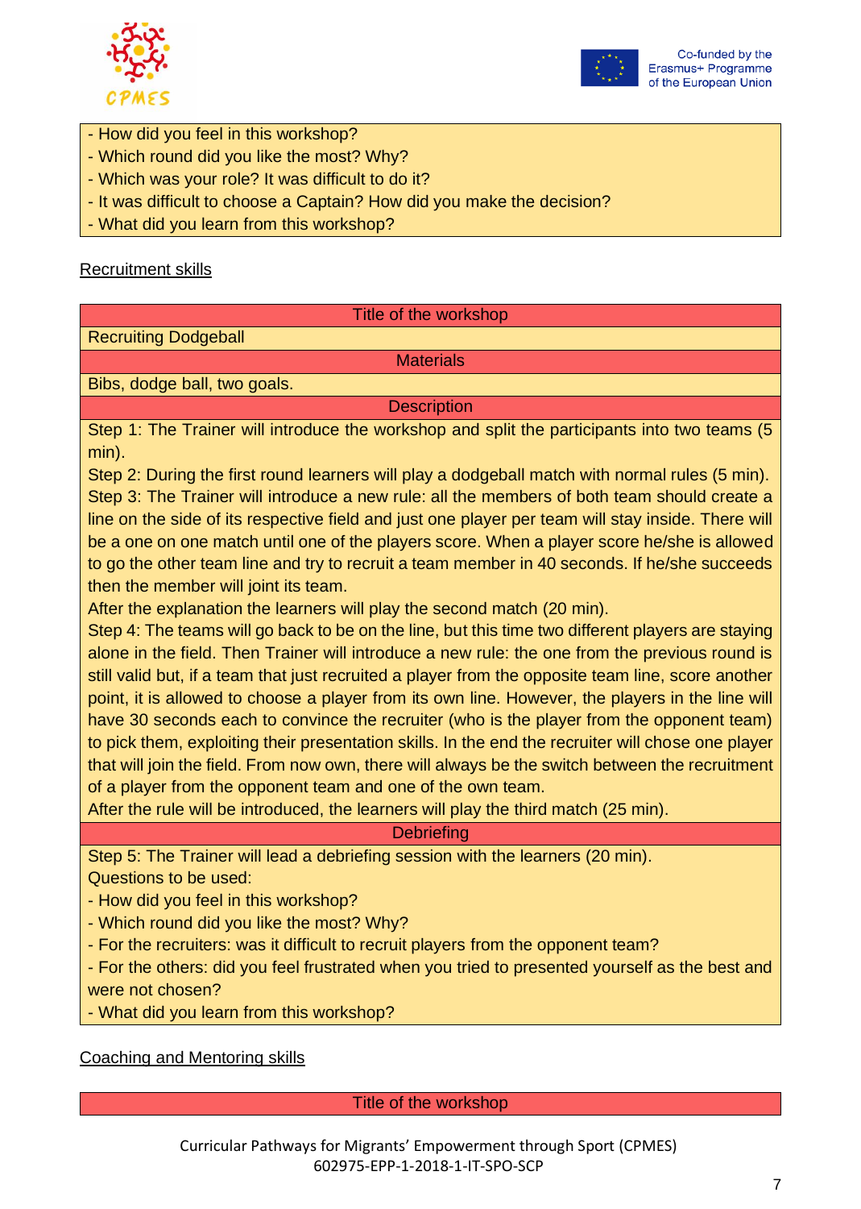| - How did you feel in this workshop?<br>- Which round did you like the most? Why?<br>- Which was your role? It was difficult to do it?<br>- It was difficult to choose a Captain? How did you make the decision?<br>- What did you learn from this workshop? |
| --- |

Recruitment skills

| Title of the workshop |
| --- |
| Recruiting Dodgeball |
| Materials |
| Bibs, dodge ball, two goals. |
| Description |
| Step 1: The Trainer will introduce the workshop and split the participants into two teams (5 min).<br>Step 2: During the first round learners will play a dodgeball match with normal rules (5 min).<br>Step 3: The Trainer will introduce a new rule: all the members of both team should create a line on the side of its respective field and just one player per team will stay inside. There will be a one on one match until one of the players score. When a player score he/she is allowed to go the other team line and try to recruit a team member in 40 seconds. If he/she succeeds then the member will joint its team.<br>After the explanation the learners will play the second match (20 min).<br>Step 4: The teams will go back to be on the line, but this time two different players are staying alone in the field. Then Trainer will introduce a new rule: the one from the previous round is still valid but, if a team that just recruited a player from the opposite team line, score another point, it is allowed to choose a player from its own line. However, the players in the line will have 30 seconds each to convince the recruiter (who is the player from the opponent team) to pick them, exploiting their presentation skills. In the end the recruiter will chose one player that will join the field. From now own, there will always be the switch between the recruitment of a player from the opponent team and one of the own team.<br>After the rule will be introduced, the learners will play the third match (25 min). |
| Debriefing |
| Step 5: The Trainer will lead a debriefing session with the learners (20 min).<br>Questions to be used:<br>- How did you feel in this workshop?<br>- Which round did you like the most? Why?<br>- For the recruiters: was it difficult to recruit players from the opponent team?<br>- For the others: did you feel frustrated when you tried to presented yourself as the best and were not chosen?<br>- What did you learn from this workshop? |

Coaching and Mentoring skills

| Title of the workshop |
| --- |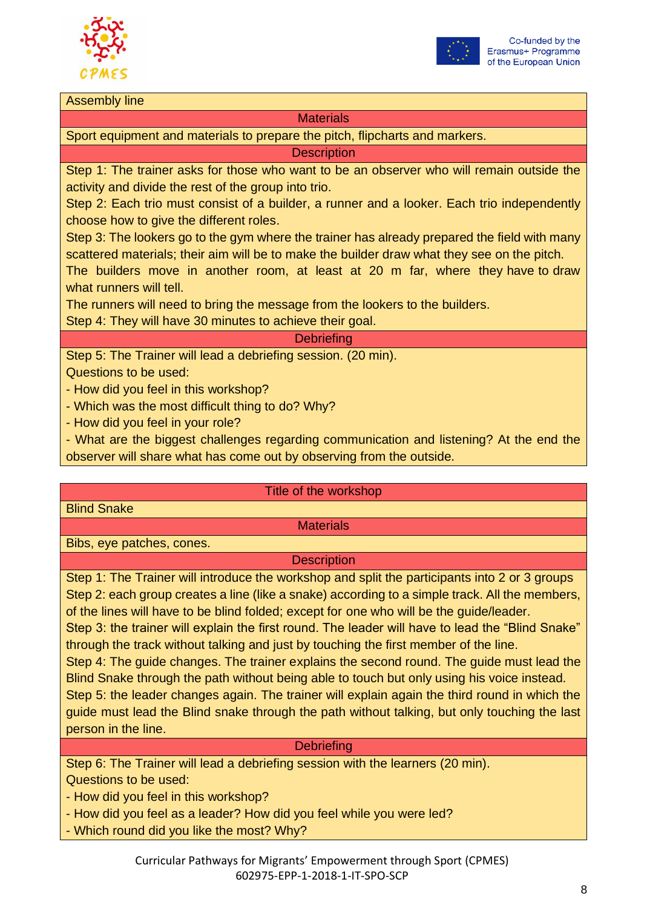| Assembly line |
| --- |
| **Materials** |
| Sport equipment and materials to prepare the pitch, flipcharts and markers. |
| **Description** |
| Step 1: The trainer asks for those who want to be an observer who will remain outside the activity and divide the rest of the group into trio.<br>Step 2: Each trio must consist of a builder, a runner and a looker. Each trio independently choose how to give the different roles.<br>Step 3: The lookers go to the gym where the trainer has already prepared the field with many scattered materials; their aim will be to make the builder draw what they see on the pitch.<br>The builders move in another room, at least at 20 m far, where they have to draw what runners will tell.<br>The runners will need to bring the message from the lookers to the builders.<br>Step 4: They will have 30 minutes to achieve their goal. |
| **Debriefing** |
| Step 5: The Trainer will lead a debriefing session. (20 min).<br>Questions to be used:<br>- How did you feel in this workshop?<br>- Which was the most difficult thing to do? Why?<br>- How did you feel in your role?<br>- What are the biggest challenges regarding communication and listening? At the end the observer will share what has come out by observing from the outside. |

| Title of the workshop |
| --- |
| Blind Snake |
| **Materials** |
| Bibs, eye patches, cones. |
| **Description** |
| Step 1: The Trainer will introduce the workshop and split the participants into 2 or 3 groups<br>Step 2: each group creates a line (like a snake) according to a simple track. All the members, of the lines will have to be blind folded; except for one who will be the guide/leader.<br>Step 3: the trainer will explain the first round. The leader will have to lead the "Blind Snake" through the track without talking and just by touching the first member of the line.<br>Step 4: The guide changes. The trainer explains the second round. The guide must lead the Blind Snake through the path without being able to touch but only using his voice instead.<br>Step 5: the leader changes again. The trainer will explain again the third round in which the guide must lead the Blind snake through the path without talking, but only touching the last person in the line. |
| **Debriefing** |
| Step 6: The Trainer will lead a debriefing session with the learners (20 min).<br>Questions to be used:<br>- How did you feel in this workshop?<br>- How did you feel as a leader? How did you feel while you were led?<br>- Which round did you like the most? Why? |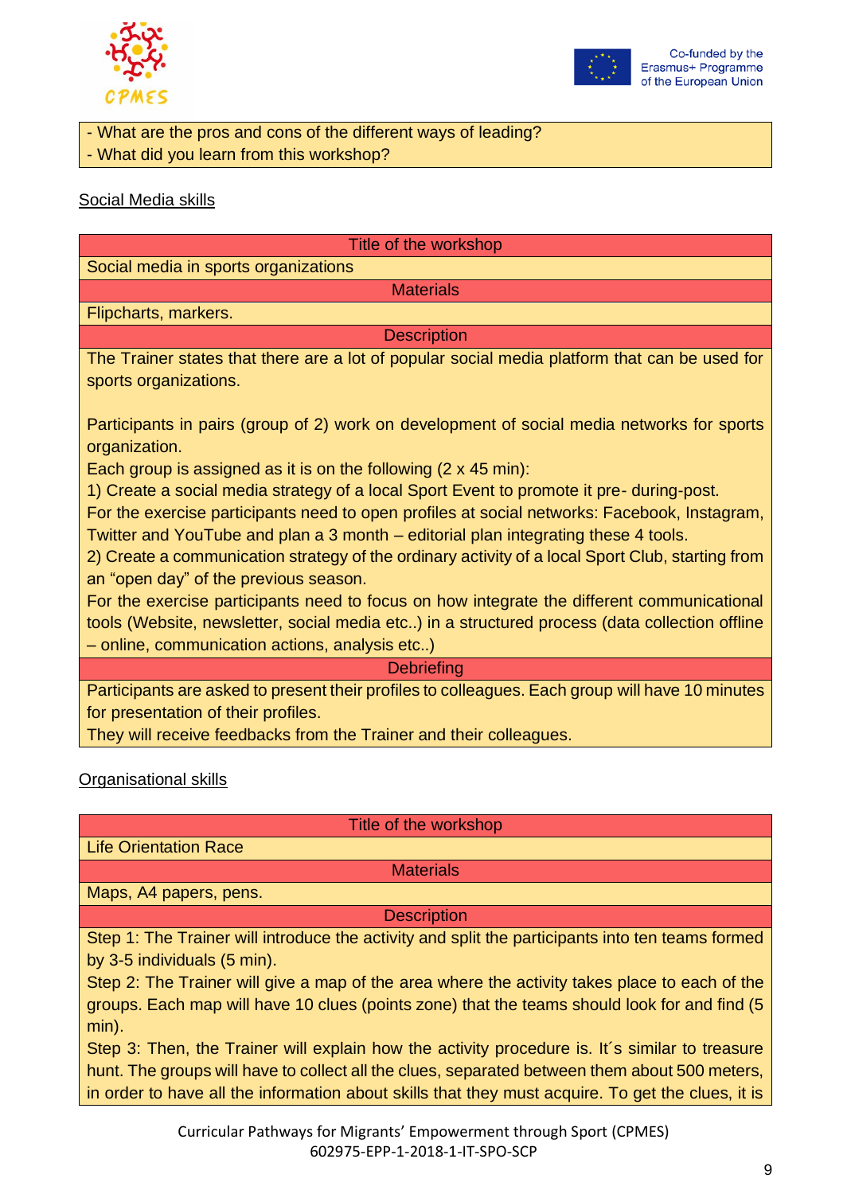| - What are the pros and cons of the different ways of leading? - What did you learn from this workshop? |
|---|

Social Media skills

| Title of the workshop |
|---|
| Social media in sports organizations |
| **Materials** |
| Flipcharts, markers. |
| **Description** |
| The Trainer states that there are a lot of popular social media platform that can be used for sports organizations.<br><br>Participants in pairs (group of 2) work on development of social media networks for sports organization.<br>Each group is assigned as it is on the following (2 x 45 min):<br>1) Create a social media strategy of a local Sport Event to promote it pre- during-post.<br>For the exercise participants need to open profiles at social networks: Facebook, Instagram, Twitter and YouTube and plan a 3 month – editorial plan integrating these 4 tools.<br>2) Create a communication strategy of the ordinary activity of a local Sport Club, starting from an "open day" of the previous season.<br>For the exercise participants need to focus on how integrate the different communicational tools (Website, newsletter, social media etc..) in a structured process (data collection offline – online, communication actions, analysis etc..) |
| **Debriefing** |
| Participants are asked to present their profiles to colleagues. Each group will have 10 minutes for presentation of their profiles.<br>They will receive feedbacks from the Trainer and their colleagues. |

Organisational skills

| Title of the workshop |
|---|
| Life Orientation Race |
| **Materials** |
| Maps, A4 papers, pens. |
| **Description** |
| Step 1: The Trainer will introduce the activity and split the participants into ten teams formed by 3-5 individuals (5 min).<br>Step 2: The Trainer will give a map of the area where the activity takes place to each of the groups. Each map will have 10 clues (points zone) that the teams should look for and find (5 min).<br>Step 3: Then, the Trainer will explain how the activity procedure is. It´s similar to treasure hunt. The groups will have to collect all the clues, separated between them about 500 meters, in order to have all the information about skills that they must acquire. To get the clues, it is |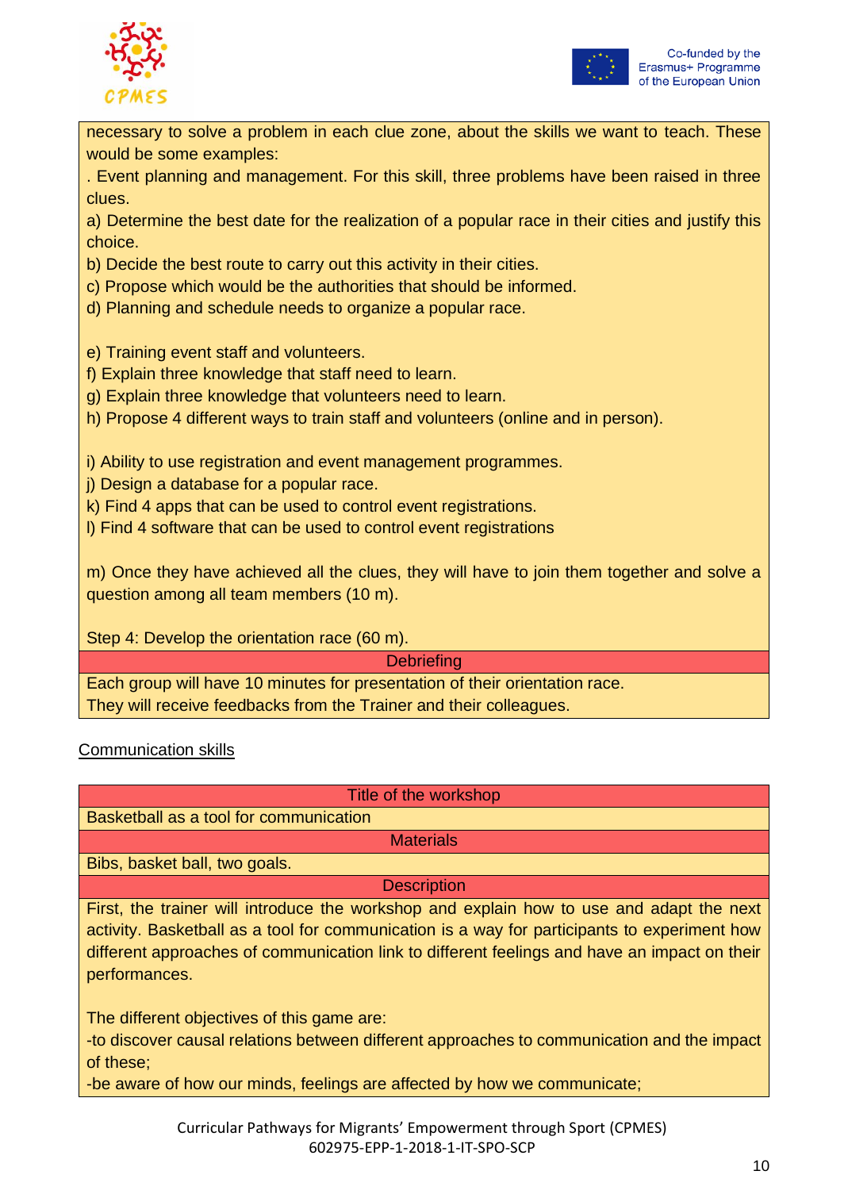necessary to solve a problem in each clue zone, about the skills we want to teach. These would be some examples:

. Event planning and management. For this skill, three problems have been raised in three clues.

a) Determine the best date for the realization of a popular race in their cities and justify this choice.

b) Decide the best route to carry out this activity in their cities.

c) Propose which would be the authorities that should be informed.

d) Planning and schedule needs to organize a popular race.

e) Training event staff and volunteers.

f) Explain three knowledge that staff need to learn.

g) Explain three knowledge that volunteers need to learn.

h) Propose 4 different ways to train staff and volunteers (online and in person).

i) Ability to use registration and event management programmes.

j) Design a database for a popular race.

k) Find 4 apps that can be used to control event registrations.

l) Find 4 software that can be used to control event registrations

m) Once they have achieved all the clues, they will have to join them together and solve a question among all team members (10 m).

Step 4: Develop the orientation race (60 m).

| Debriefing |
|---|
| Each group will have 10 minutes for presentation of their orientation race.<br>They will receive feedbacks from the Trainer and their colleagues. |

Communication skills

| Title of the workshop |
|---|
| Basketball as a tool for communication |
| **Materials** |
| Bibs, basket ball, two goals. |
| **Description** |
| First, the trainer will introduce the workshop and explain how to use and adapt the next activity. Basketball as a tool for communication is a way for participants to experiment how different approaches of communication link to different feelings and have an impact on their performances.<br><br>The different objectives of this game are:<br>-to discover causal relations between different approaches to communication and the impact of these;<br>-be aware of how our minds, feelings are affected by how we communicate; |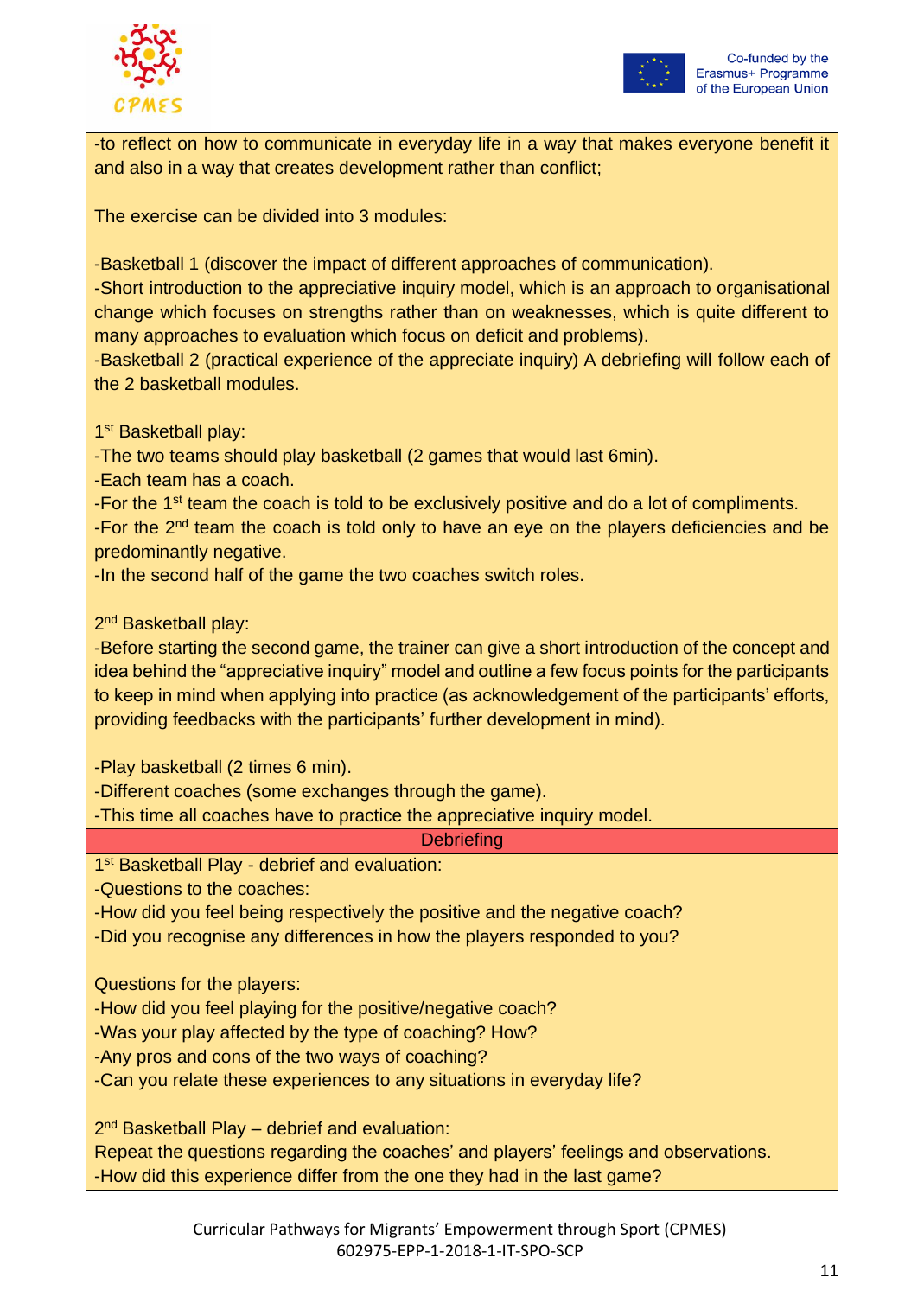-to reflect on how to communicate in everyday life in a way that makes everyone benefit it and also in a way that creates development rather than conflict;

The exercise can be divided into 3 modules:

-Basketball 1 (discover the impact of different approaches of communication).
-Short introduction to the appreciative inquiry model, which is an approach to organisational change which focuses on strengths rather than on weaknesses, which is quite different to many approaches to evaluation which focus on deficit and problems).
-Basketball 2 (practical experience of the appreciate inquiry) A debriefing will follow each of the 2 basketball modules.

1st Basketball play:
-The two teams should play basketball (2 games that would last 6min).
-Each team has a coach.
-For the 1st team the coach is told to be exclusively positive and do a lot of compliments.
-For the 2nd team the coach is told only to have an eye on the players deficiencies and be predominantly negative.
-In the second half of the game the two coaches switch roles.

2nd Basketball play:
-Before starting the second game, the trainer can give a short introduction of the concept and idea behind the "appreciative inquiry" model and outline a few focus points for the participants to keep in mind when applying into practice (as acknowledgement of the participants' efforts, providing feedbacks with the participants' further development in mind).

-Play basketball (2 times 6 min).
-Different coaches (some exchanges through the game).
-This time all coaches have to practice the appreciative inquiry model.

**Debriefing**

1st Basketball Play - debrief and evaluation:
-Questions to the coaches:
-How did you feel being respectively the positive and the negative coach?
-Did you recognise any differences in how the players responded to you?

Questions for the players:
-How did you feel playing for the positive/negative coach?
-Was your play affected by the type of coaching? How?
-Any pros and cons of the two ways of coaching?
-Can you relate these experiences to any situations in everyday life?

2nd Basketball Play – debrief and evaluation:
Repeat the questions regarding the coaches' and players' feelings and observations.
-How did this experience differ from the one they had in the last game?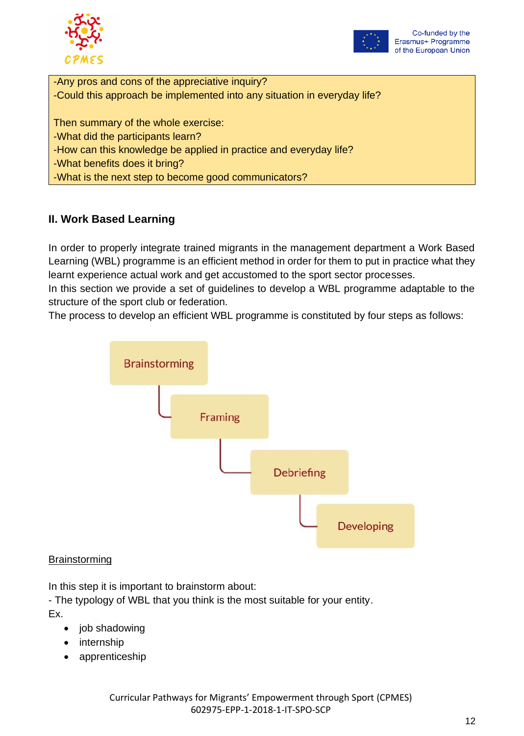-Any pros and cons of the appreciative inquiry?
-Could this approach be implemented into any situation in everyday life?

Then summary of the whole exercise:
-What did the participants learn?
-How can this knowledge be applied in practice and everyday life?
-What benefits does it bring?
-What is the next step to become good communicators?

## II. Work Based Learning

In order to properly integrate trained migrants in the management department a Work Based Learning (WBL) programme is an efficient method in order for them to put in practice what they learnt experience actual work and get accustomed to the sport sector processes.
In this section we provide a set of guidelines to develop a WBL programme adaptable to the structure of the sport club or federation.
The process to develop an efficient WBL programme is constituted by four steps as follows:

Brainstorming → Framing → Debriefing → Developing

Brainstorming

In this step it is important to brainstorm about:
- The typology of WBL that you think is the most suitable for your entity.
Ex.

- job shadowing
- internship
- apprenticeship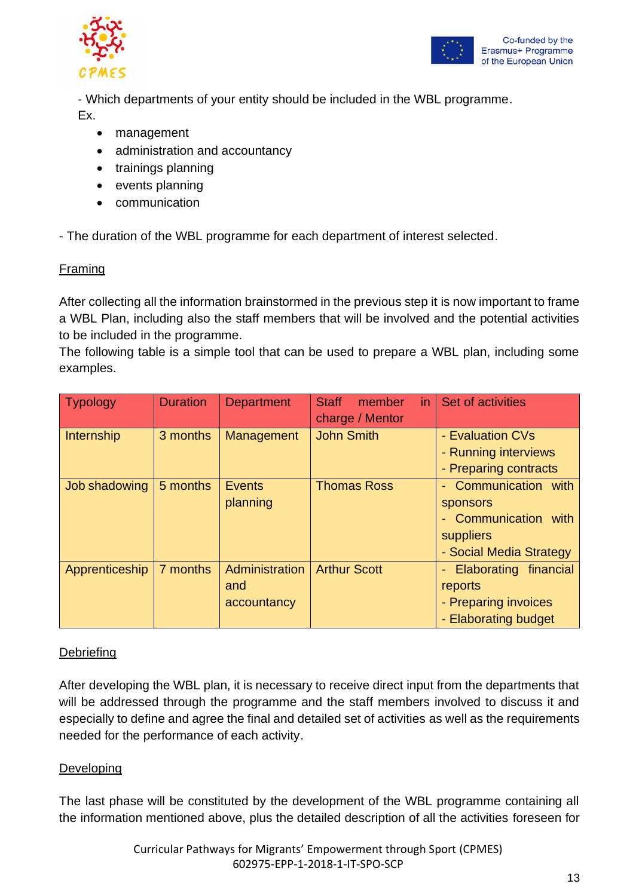- Which departments of your entity should be included in the WBL programme.
Ex.

- management
- administration and accountancy
- trainings planning
- events planning
- communication

- The duration of the WBL programme for each department of interest selected.

Framing

After collecting all the information brainstormed in the previous step it is now important to frame a WBL Plan, including also the staff members that will be involved and the potential activities to be included in the programme.
The following table is a simple tool that can be used to prepare a WBL plan, including some examples.

| Typology | Duration | Department | Staff member in charge / Mentor | Set of activities |
|---|---|---|---|---|
| Internship | 3 months | Management | John Smith | - Evaluation CVs<br>- Running interviews<br>- Preparing contracts |
| Job shadowing | 5 months | Events planning | Thomas Ross | - Communication with sponsors<br>- Communication with suppliers<br>- Social Media Strategy |
| Apprenticeship | 7 months | Administration and accountancy | Arthur Scott | - Elaborating financial reports<br>- Preparing invoices<br>- Elaborating budget |

Debriefing

After developing the WBL plan, it is necessary to receive direct input from the departments that will be addressed through the programme and the staff members involved to discuss it and especially to define and agree the final and detailed set of activities as well as the requirements needed for the performance of each activity.

Developing

The last phase will be constituted by the development of the WBL programme containing all the information mentioned above, plus the detailed description of all the activities foreseen for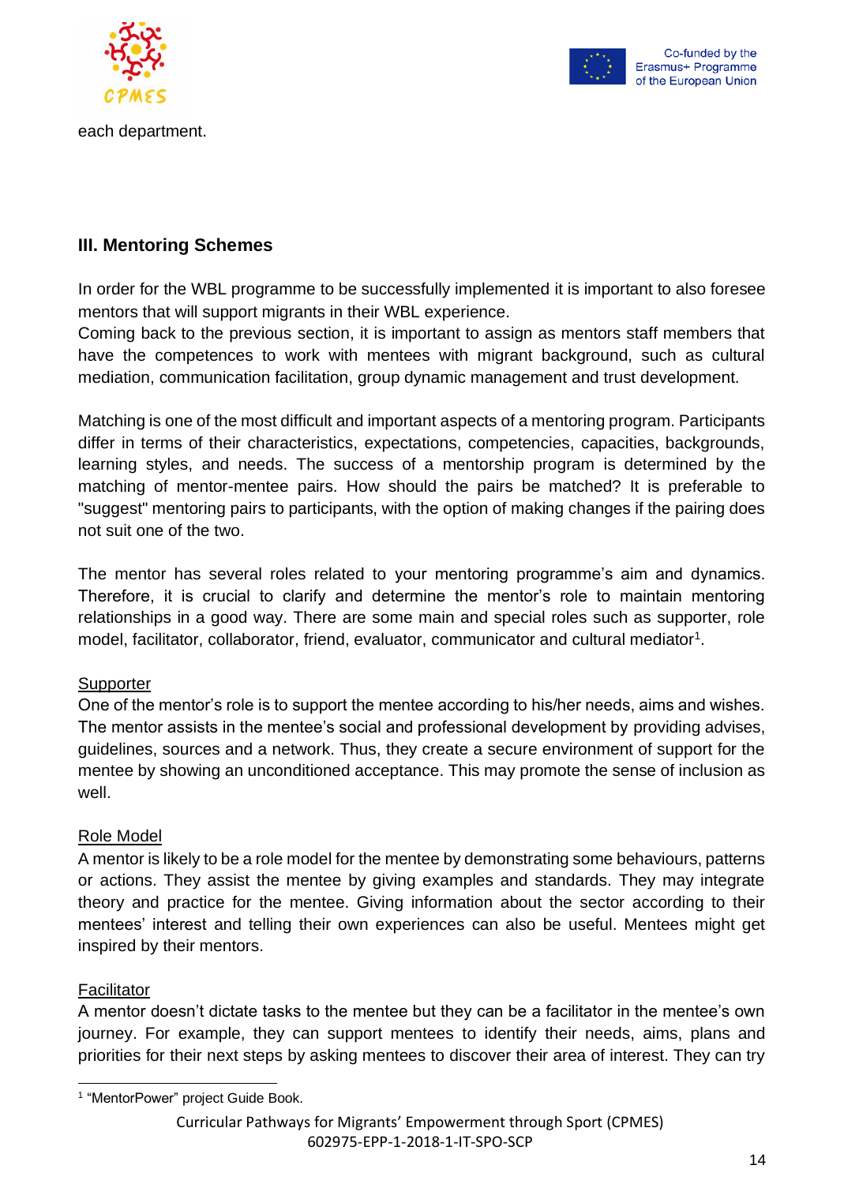each department.

## III. Mentoring Schemes

In order for the WBL programme to be successfully implemented it is important to also foresee mentors that will support migrants in their WBL experience.
Coming back to the previous section, it is important to assign as mentors staff members that have the competences to work with mentees with migrant background, such as cultural mediation, communication facilitation, group dynamic management and trust development.

Matching is one of the most difficult and important aspects of a mentoring program. Participants differ in terms of their characteristics, expectations, competencies, capacities, backgrounds, learning styles, and needs. The success of a mentorship program is determined by the matching of mentor-mentee pairs. How should the pairs be matched? It is preferable to "suggest" mentoring pairs to participants, with the option of making changes if the pairing does not suit one of the two.

The mentor has several roles related to your mentoring programme's aim and dynamics. Therefore, it is crucial to clarify and determine the mentor's role to maintain mentoring relationships in a good way. There are some main and special roles such as supporter, role model, facilitator, collaborator, friend, evaluator, communicator and cultural mediator[1].

<u>Supporter</u>
One of the mentor's role is to support the mentee according to his/her needs, aims and wishes. The mentor assists in the mentee's social and professional development by providing advises, guidelines, sources and a network. Thus, they create a secure environment of support for the mentee by showing an unconditioned acceptance. This may promote the sense of inclusion as well.

<u>Role Model</u>
A mentor is likely to be a role model for the mentee by demonstrating some behaviours, patterns or actions. They assist the mentee by giving examples and standards. They may integrate theory and practice for the mentee. Giving information about the sector according to their mentees' interest and telling their own experiences can also be useful. Mentees might get inspired by their mentors.

<u>Facilitator</u>
A mentor doesn't dictate tasks to the mentee but they can be a facilitator in the mentee's own journey. For example, they can support mentees to identify their needs, aims, plans and priorities for their next steps by asking mentees to discover their area of interest. They can try

[1] "MentorPower" project Guide Book.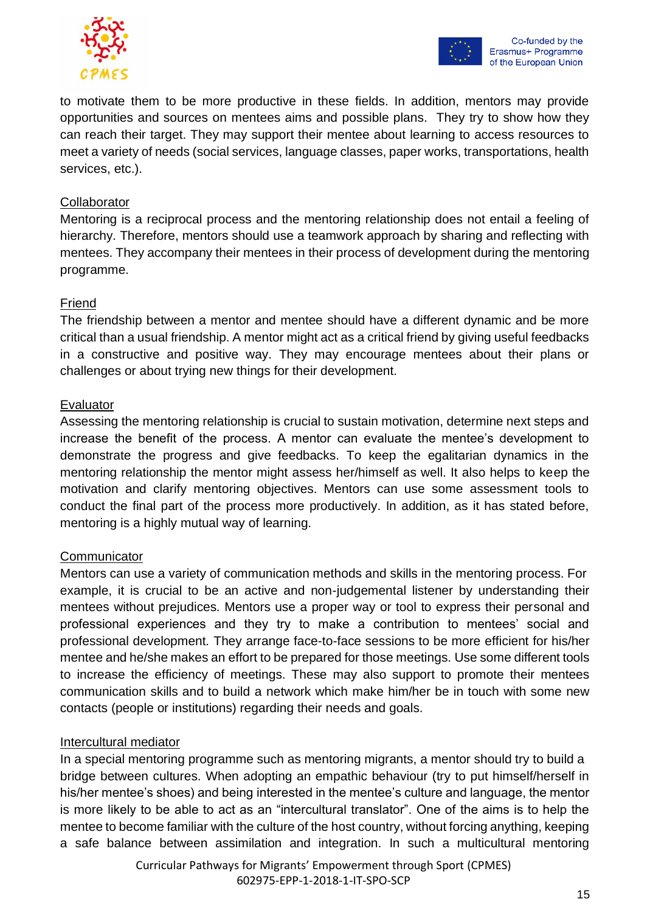to motivate them to be more productive in these fields. In addition, mentors may provide opportunities and sources on mentees aims and possible plans. They try to show how they can reach their target. They may support their mentee about learning to access resources to meet a variety of needs (social services, language classes, paper works, transportations, health services, etc.).

Collaborator

Mentoring is a reciprocal process and the mentoring relationship does not entail a feeling of hierarchy. Therefore, mentors should use a teamwork approach by sharing and reflecting with mentees. They accompany their mentees in their process of development during the mentoring programme.

Friend

The friendship between a mentor and mentee should have a different dynamic and be more critical than a usual friendship. A mentor might act as a critical friend by giving useful feedbacks in a constructive and positive way. They may encourage mentees about their plans or challenges or about trying new things for their development.

Evaluator

Assessing the mentoring relationship is crucial to sustain motivation, determine next steps and increase the benefit of the process. A mentor can evaluate the mentee's development to demonstrate the progress and give feedbacks. To keep the egalitarian dynamics in the mentoring relationship the mentor might assess her/himself as well. It also helps to keep the motivation and clarify mentoring objectives. Mentors can use some assessment tools to conduct the final part of the process more productively. In addition, as it has stated before, mentoring is a highly mutual way of learning.

Communicator

Mentors can use a variety of communication methods and skills in the mentoring process. For example, it is crucial to be an active and non-judgemental listener by understanding their mentees without prejudices. Mentors use a proper way or tool to express their personal and professional experiences and they try to make a contribution to mentees' social and professional development. They arrange face-to-face sessions to be more efficient for his/her mentee and he/she makes an effort to be prepared for those meetings. Use some different tools to increase the efficiency of meetings. These may also support to promote their mentees communication skills and to build a network which make him/her be in touch with some new contacts (people or institutions) regarding their needs and goals.

Intercultural mediator

In a special mentoring programme such as mentoring migrants, a mentor should try to build a bridge between cultures. When adopting an empathic behaviour (try to put himself/herself in his/her mentee's shoes) and being interested in the mentee's culture and language, the mentor is more likely to be able to act as an "intercultural translator". One of the aims is to help the mentee to become familiar with the culture of the host country, without forcing anything, keeping a safe balance between assimilation and integration. In such a multicultural mentoring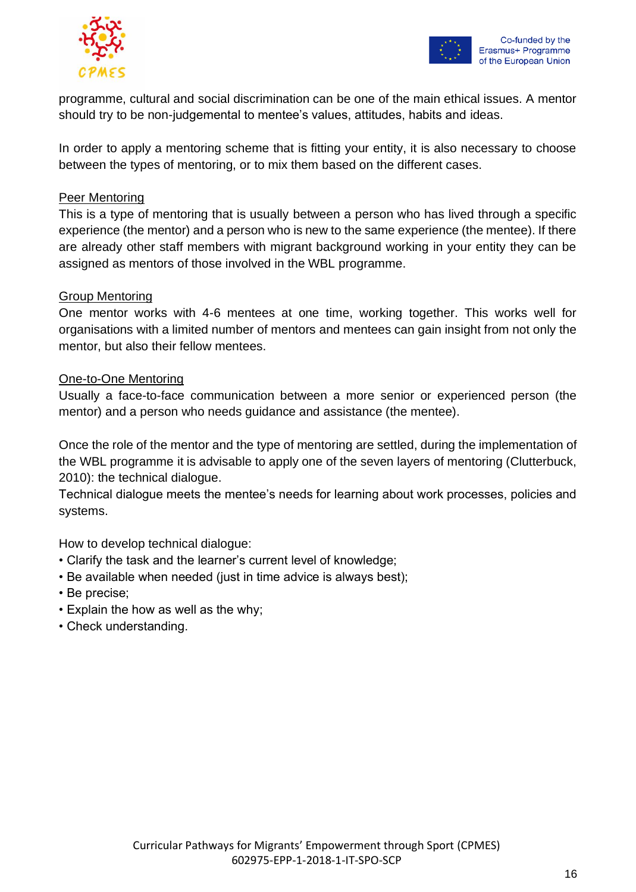programme, cultural and social discrimination can be one of the main ethical issues. A mentor should try to be non-judgemental to mentee's values, attitudes, habits and ideas.

In order to apply a mentoring scheme that is fitting your entity, it is also necessary to choose between the types of mentoring, or to mix them based on the different cases.

<u>Peer Mentoring</u>

This is a type of mentoring that is usually between a person who has lived through a specific experience (the mentor) and a person who is new to the same experience (the mentee). If there are already other staff members with migrant background working in your entity they can be assigned as mentors of those involved in the WBL programme.

<u>Group Mentoring</u>

One mentor works with 4-6 mentees at one time, working together. This works well for organisations with a limited number of mentors and mentees can gain insight from not only the mentor, but also their fellow mentees.

<u>One-to-One Mentoring</u>

Usually a face-to-face communication between a more senior or experienced person (the mentor) and a person who needs guidance and assistance (the mentee).

Once the role of the mentor and the type of mentoring are settled, during the implementation of the WBL programme it is advisable to apply one of the seven layers of mentoring (Clutterbuck, 2010): the technical dialogue.

Technical dialogue meets the mentee's needs for learning about work processes, policies and systems.

How to develop technical dialogue:

- Clarify the task and the learner's current level of knowledge;
- Be available when needed (just in time advice is always best);
- Be precise;
- Explain the how as well as the why;
- Check understanding.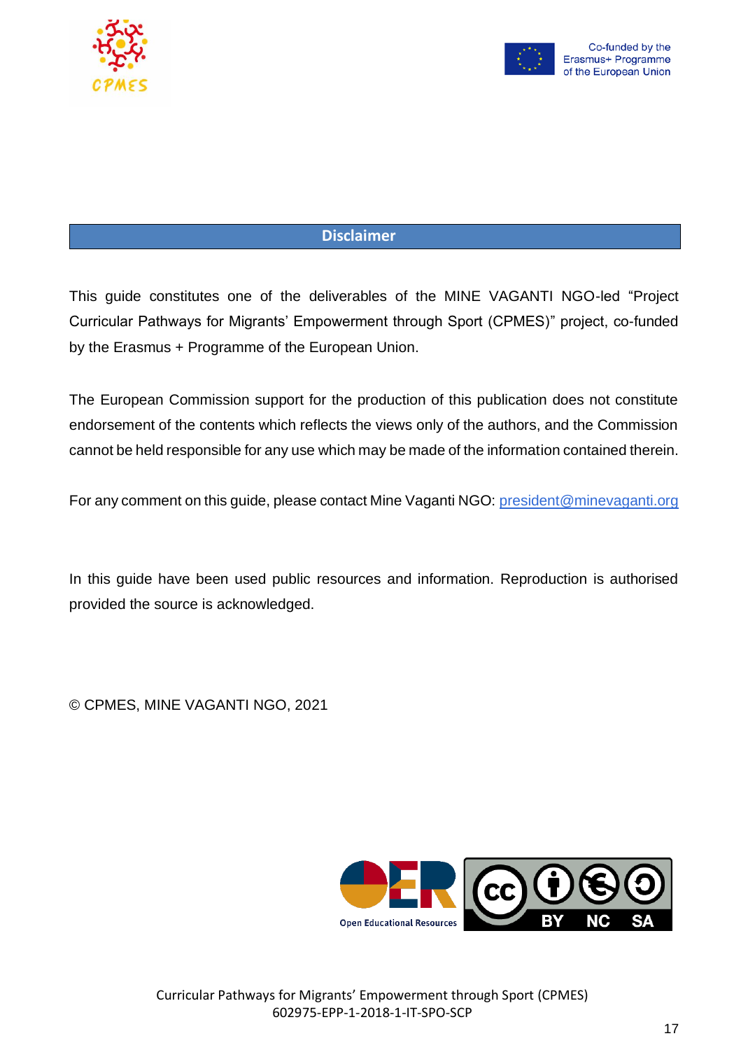Co-funded by the Erasmus+ Programme of the European Union

## Disclaimer

This guide constitutes one of the deliverables of the MINE VAGANTI NGO-led "Project Curricular Pathways for Migrants' Empowerment through Sport (CPMES)" project, co-funded by the Erasmus + Programme of the European Union.

The European Commission support for the production of this publication does not constitute endorsement of the contents which reflects the views only of the authors, and the Commission cannot be held responsible for any use which may be made of the information contained therein.

For any comment on this guide, please contact Mine Vaganti NGO: president@minevaganti.org

In this guide have been used public resources and information. Reproduction is authorised provided the source is acknowledged.

© CPMES, MINE VAGANTI NGO, 2021

Open Educational Resources

BY NC SA